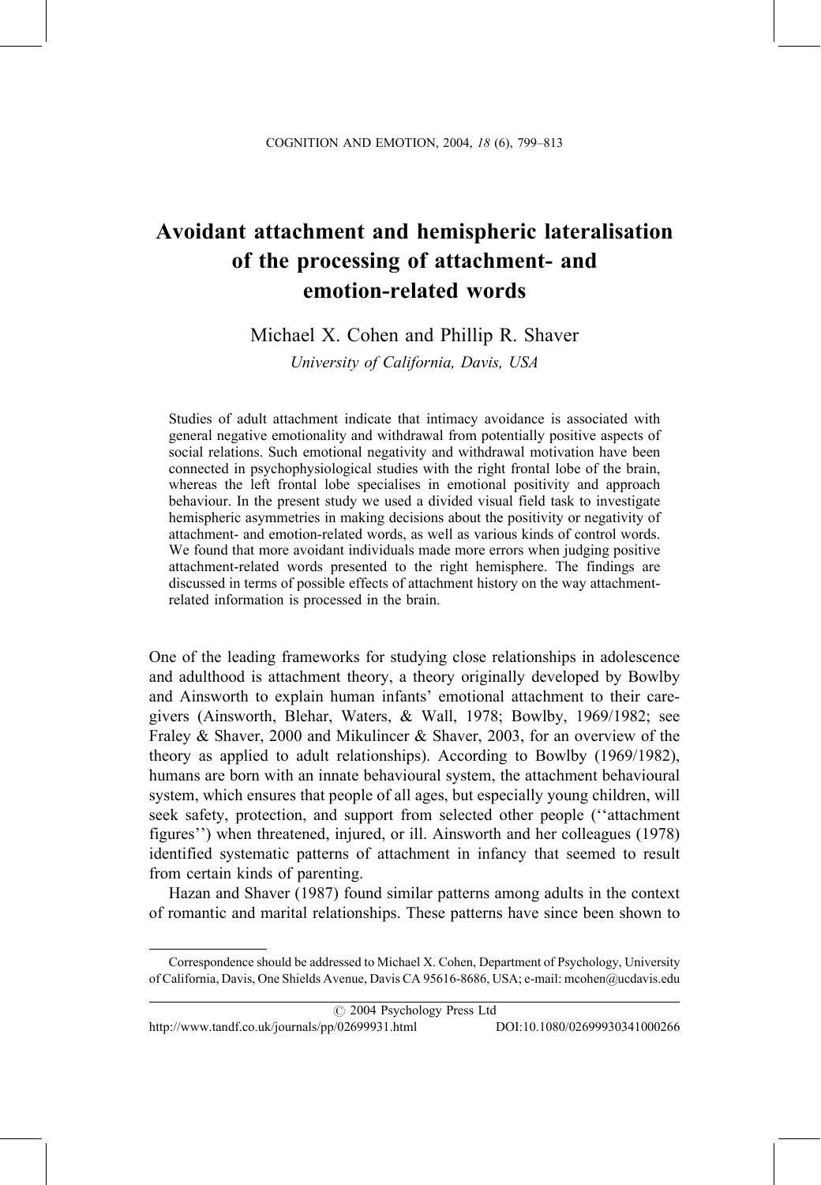# Avoidant attachment and hemispheric lateralisation of the processing of attachment- and emotion-related words

Michael X. Cohen and Phillip R. Shaver

*University of California, Davis, USA*

Studies of adult attachment indicate that intimacy avoidance is associated with general negative emotionality and withdrawal from potentially positive aspects of social relations. Such emotional negativity and withdrawal motivation have been connected in psychophysiological studies with the right frontal lobe of the brain, whereas the left frontal lobe specialises in emotional positivity and approach behaviour. In the present study we used a divided visual field task to investigate hemispheric asymmetries in making decisions about the positivity or negativity of attachment- and emotion-related words, as well as various kinds of control words. We found that more avoidant individuals made more errors when judging positive attachment-related words presented to the right hemisphere. The findings are discussed in terms of possible effects of attachment history on the way attachment-related information is processed in the brain.

One of the leading frameworks for studying close relationships in adolescence and adulthood is attachment theory, a theory originally developed by Bowlby and Ainsworth to explain human infants' emotional attachment to their caregivers (Ainsworth, Blehar, Waters, & Wall, 1978; Bowlby, 1969/1982; see Fraley & Shaver, 2000 and Mikulincer & Shaver, 2003, for an overview of the theory as applied to adult relationships). According to Bowlby (1969/1982), humans are born with an innate behavioural system, the attachment behavioural system, which ensures that people of all ages, but especially young children, will seek safety, protection, and support from selected other people (''attachment figures'') when threatened, injured, or ill. Ainsworth and her colleagues (1978) identified systematic patterns of attachment in infancy that seemed to result from certain kinds of parenting.

Hazan and Shaver (1987) found similar patterns among adults in the context of romantic and marital relationships. These patterns have since been shown to

---

Correspondence should be addressed to Michael X. Cohen, Department of Psychology, University of California, Davis, One Shields Avenue, Davis CA 95616-8686, USA; e-mail: mcohen@ucdavis.edu

© 2004 Psychology Press Ltd

http://www.tandf.co.uk/journals/pp/02699931.html DOI:10.1080/02699930341000266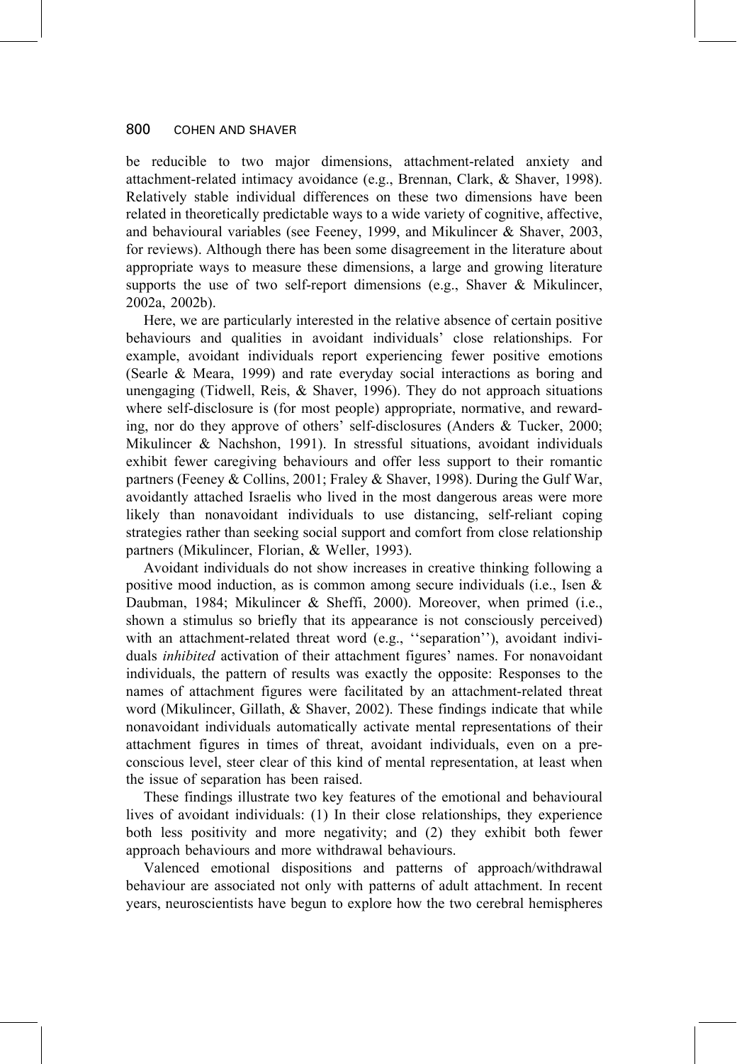be reducible to two major dimensions, attachment-related anxiety and attachment-related intimacy avoidance (e.g., Brennan, Clark, & Shaver, 1998). Relatively stable individual differences on these two dimensions have been related in theoretically predictable ways to a wide variety of cognitive, affective, and behavioural variables (see Feeney, 1999, and Mikulincer & Shaver, 2003, for reviews). Although there has been some disagreement in the literature about appropriate ways to measure these dimensions, a large and growing literature supports the use of two self-report dimensions (e.g., Shaver & Mikulincer, 2002a, 2002b).

Here, we are particularly interested in the relative absence of certain positive behaviours and qualities in avoidant individuals' close relationships. For example, avoidant individuals report experiencing fewer positive emotions (Searle & Meara, 1999) and rate everyday social interactions as boring and unengaging (Tidwell, Reis, & Shaver, 1996). They do not approach situations where self-disclosure is (for most people) appropriate, normative, and rewarding, nor do they approve of others' self-disclosures (Anders & Tucker, 2000; Mikulincer & Nachshon, 1991). In stressful situations, avoidant individuals exhibit fewer caregiving behaviours and offer less support to their romantic partners (Feeney & Collins, 2001; Fraley & Shaver, 1998). During the Gulf War, avoidantly attached Israelis who lived in the most dangerous areas were more likely than nonavoidant individuals to use distancing, self-reliant coping strategies rather than seeking social support and comfort from close relationship partners (Mikulincer, Florian, & Weller, 1993).

Avoidant individuals do not show increases in creative thinking following a positive mood induction, as is common among secure individuals (i.e., Isen & Daubman, 1984; Mikulincer & Sheffi, 2000). Moreover, when primed (i.e., shown a stimulus so briefly that its appearance is not consciously perceived) with an attachment-related threat word (e.g., ''separation''), avoidant individuals *inhibited* activation of their attachment figures' names. For nonavoidant individuals, the pattern of results was exactly the opposite: Responses to the names of attachment figures were facilitated by an attachment-related threat word (Mikulincer, Gillath, & Shaver, 2002). These findings indicate that while nonavoidant individuals automatically activate mental representations of their attachment figures in times of threat, avoidant individuals, even on a preconscious level, steer clear of this kind of mental representation, at least when the issue of separation has been raised.

These findings illustrate two key features of the emotional and behavioural lives of avoidant individuals: (1) In their close relationships, they experience both less positivity and more negativity; and (2) they exhibit both fewer approach behaviours and more withdrawal behaviours.

Valenced emotional dispositions and patterns of approach/withdrawal behaviour are associated not only with patterns of adult attachment. In recent years, neuroscientists have begun to explore how the two cerebral hemispheres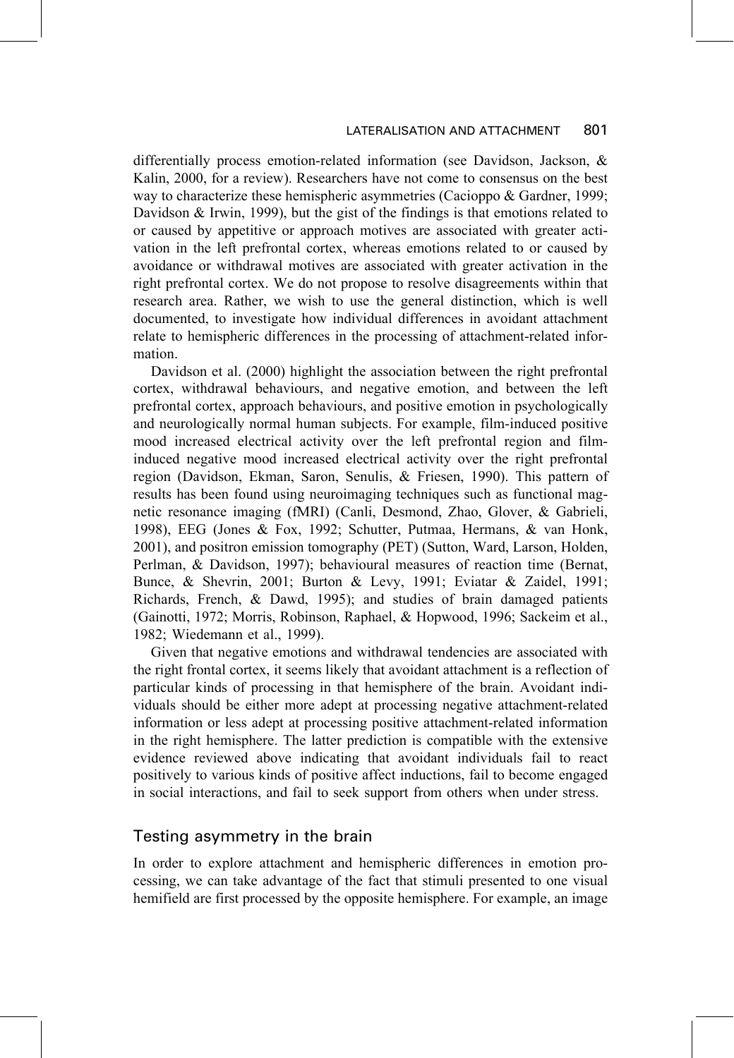differentially process emotion-related information (see Davidson, Jackson, & Kalin, 2000, for a review). Researchers have not come to consensus on the best way to characterize these hemispheric asymmetries (Cacioppo & Gardner, 1999; Davidson & Irwin, 1999), but the gist of the findings is that emotions related to or caused by appetitive or approach motives are associated with greater activation in the left prefrontal cortex, whereas emotions related to or caused by avoidance or withdrawal motives are associated with greater activation in the right prefrontal cortex. We do not propose to resolve disagreements within that research area. Rather, we wish to use the general distinction, which is well documented, to investigate how individual differences in avoidant attachment relate to hemispheric differences in the processing of attachment-related information.

Davidson et al. (2000) highlight the association between the right prefrontal cortex, withdrawal behaviours, and negative emotion, and between the left prefrontal cortex, approach behaviours, and positive emotion in psychologically and neurologically normal human subjects. For example, film-induced positive mood increased electrical activity over the left prefrontal region and film-induced negative mood increased electrical activity over the right prefrontal region (Davidson, Ekman, Saron, Senulis, & Friesen, 1990). This pattern of results has been found using neuroimaging techniques such as functional magnetic resonance imaging (fMRI) (Canli, Desmond, Zhao, Glover, & Gabrieli, 1998), EEG (Jones & Fox, 1992; Schutter, Putmaa, Hermans, & van Honk, 2001), and positron emission tomography (PET) (Sutton, Ward, Larson, Holden, Perlman, & Davidson, 1997); behavioural measures of reaction time (Bernat, Bunce, & Shevrin, 2001; Burton & Levy, 1991; Eviatar & Zaidel, 1991; Richards, French, & Dawd, 1995); and studies of brain damaged patients (Gainotti, 1972; Morris, Robinson, Raphael, & Hopwood, 1996; Sackeim et al., 1982; Wiedemann et al., 1999).

Given that negative emotions and withdrawal tendencies are associated with the right frontal cortex, it seems likely that avoidant attachment is a reflection of particular kinds of processing in that hemisphere of the brain. Avoidant individuals should be either more adept at processing negative attachment-related information or less adept at processing positive attachment-related information in the right hemisphere. The latter prediction is compatible with the extensive evidence reviewed above indicating that avoidant individuals fail to react positively to various kinds of positive affect inductions, fail to become engaged in social interactions, and fail to seek support from others when under stress.

## Testing asymmetry in the brain

In order to explore attachment and hemispheric differences in emotion processing, we can take advantage of the fact that stimuli presented to one visual hemifield are first processed by the opposite hemisphere. For example, an image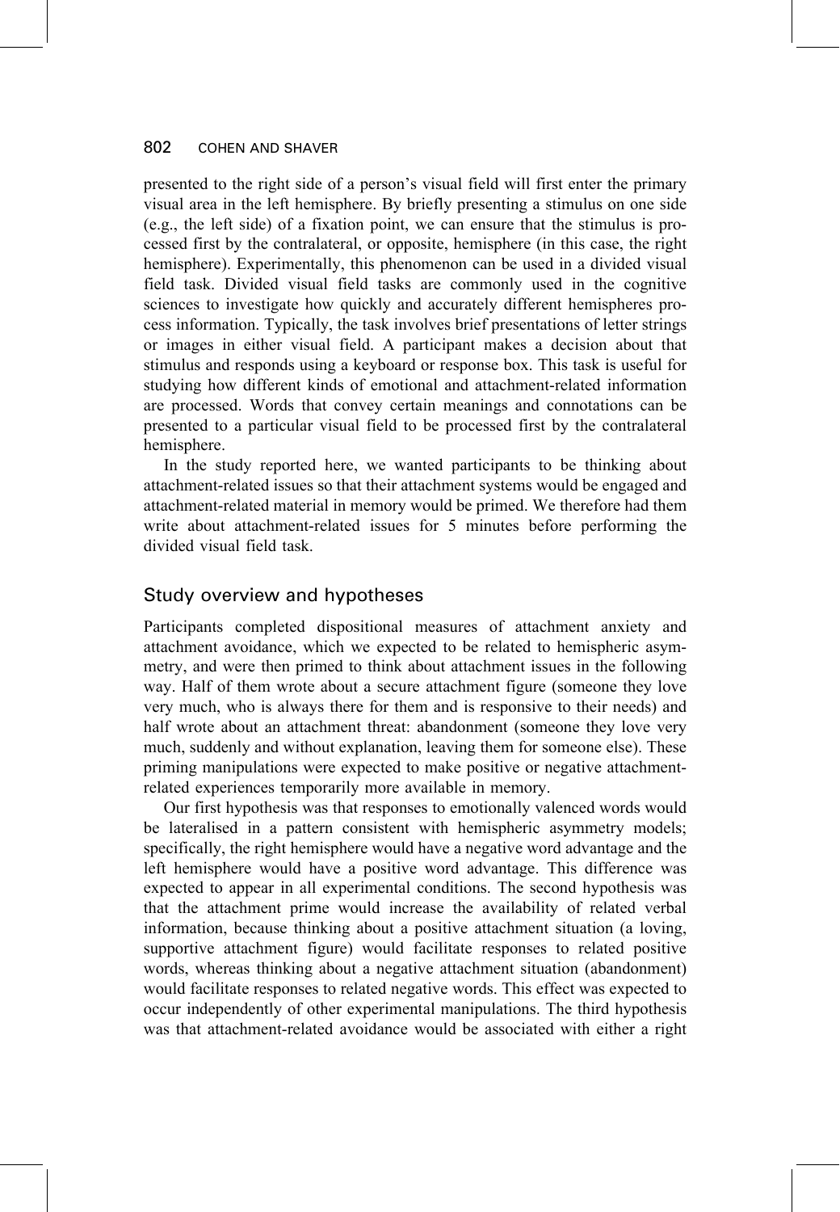presented to the right side of a person's visual field will first enter the primary visual area in the left hemisphere. By briefly presenting a stimulus on one side (e.g., the left side) of a fixation point, we can ensure that the stimulus is processed first by the contralateral, or opposite, hemisphere (in this case, the right hemisphere). Experimentally, this phenomenon can be used in a divided visual field task. Divided visual field tasks are commonly used in the cognitive sciences to investigate how quickly and accurately different hemispheres process information. Typically, the task involves brief presentations of letter strings or images in either visual field. A participant makes a decision about that stimulus and responds using a keyboard or response box. This task is useful for studying how different kinds of emotional and attachment-related information are processed. Words that convey certain meanings and connotations can be presented to a particular visual field to be processed first by the contralateral hemisphere.

In the study reported here, we wanted participants to be thinking about attachment-related issues so that their attachment systems would be engaged and attachment-related material in memory would be primed. We therefore had them write about attachment-related issues for 5 minutes before performing the divided visual field task.

## Study overview and hypotheses

Participants completed dispositional measures of attachment anxiety and attachment avoidance, which we expected to be related to hemispheric asymmetry, and were then primed to think about attachment issues in the following way. Half of them wrote about a secure attachment figure (someone they love very much, who is always there for them and is responsive to their needs) and half wrote about an attachment threat: abandonment (someone they love very much, suddenly and without explanation, leaving them for someone else). These priming manipulations were expected to make positive or negative attachment-related experiences temporarily more available in memory.

Our first hypothesis was that responses to emotionally valenced words would be lateralised in a pattern consistent with hemispheric asymmetry models; specifically, the right hemisphere would have a negative word advantage and the left hemisphere would have a positive word advantage. This difference was expected to appear in all experimental conditions. The second hypothesis was that the attachment prime would increase the availability of related verbal information, because thinking about a positive attachment situation (a loving, supportive attachment figure) would facilitate responses to related positive words, whereas thinking about a negative attachment situation (abandonment) would facilitate responses to related negative words. This effect was expected to occur independently of other experimental manipulations. The third hypothesis was that attachment-related avoidance would be associated with either a right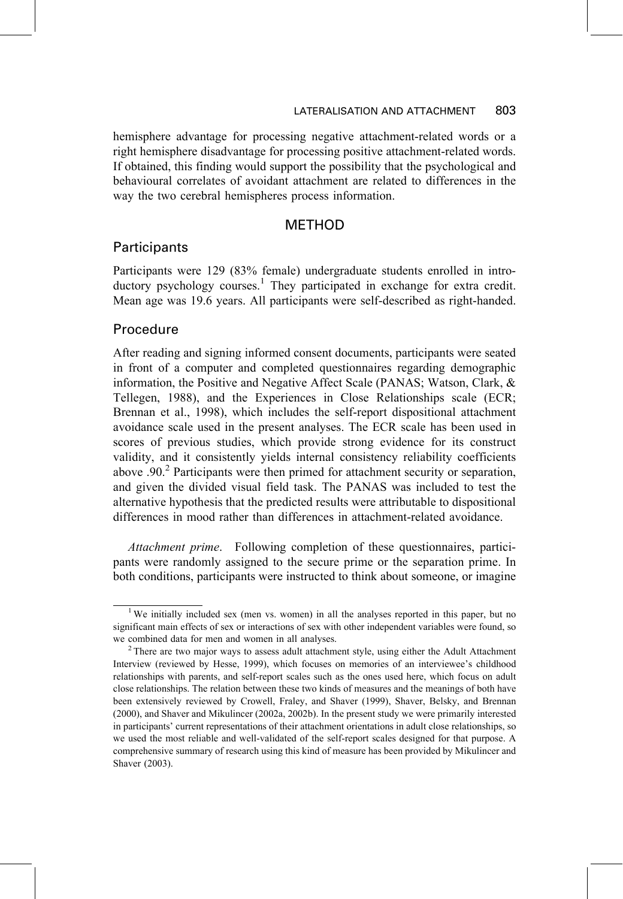hemisphere advantage for processing negative attachment-related words or a right hemisphere disadvantage for processing positive attachment-related words. If obtained, this finding would support the possibility that the psychological and behavioural correlates of avoidant attachment are related to differences in the way the two cerebral hemispheres process information.

## METHOD

### Participants

Participants were 129 (83% female) undergraduate students enrolled in introductory psychology courses.[1] They participated in exchange for extra credit. Mean age was 19.6 years. All participants were self-described as right-handed.

### Procedure

After reading and signing informed consent documents, participants were seated in front of a computer and completed questionnaires regarding demographic information, the Positive and Negative Affect Scale (PANAS; Watson, Clark, & Tellegen, 1988), and the Experiences in Close Relationships scale (ECR; Brennan et al., 1998), which includes the self-report dispositional attachment avoidance scale used in the present analyses. The ECR scale has been used in scores of previous studies, which provide strong evidence for its construct validity, and it consistently yields internal consistency reliability coefficients above .90.[2] Participants were then primed for attachment security or separation, and given the divided visual field task. The PANAS was included to test the alternative hypothesis that the predicted results were attributable to dispositional differences in mood rather than differences in attachment-related avoidance.

*Attachment prime*. Following completion of these questionnaires, participants were randomly assigned to the secure prime or the separation prime. In both conditions, participants were instructed to think about someone, or imagine

---

[1] We initially included sex (men vs. women) in all the analyses reported in this paper, but no significant main effects of sex or interactions of sex with other independent variables were found, so we combined data for men and women in all analyses.

[2] There are two major ways to assess adult attachment style, using either the Adult Attachment Interview (reviewed by Hesse, 1999), which focuses on memories of an interviewee's childhood relationships with parents, and self-report scales such as the ones used here, which focus on adult close relationships. The relation between these two kinds of measures and the meanings of both have been extensively reviewed by Crowell, Fraley, and Shaver (1999), Shaver, Belsky, and Brennan (2000), and Shaver and Mikulincer (2002a, 2002b). In the present study we were primarily interested in participants' current representations of their attachment orientations in adult close relationships, so we used the most reliable and well-validated of the self-report scales designed for that purpose. A comprehensive summary of research using this kind of measure has been provided by Mikulincer and Shaver (2003).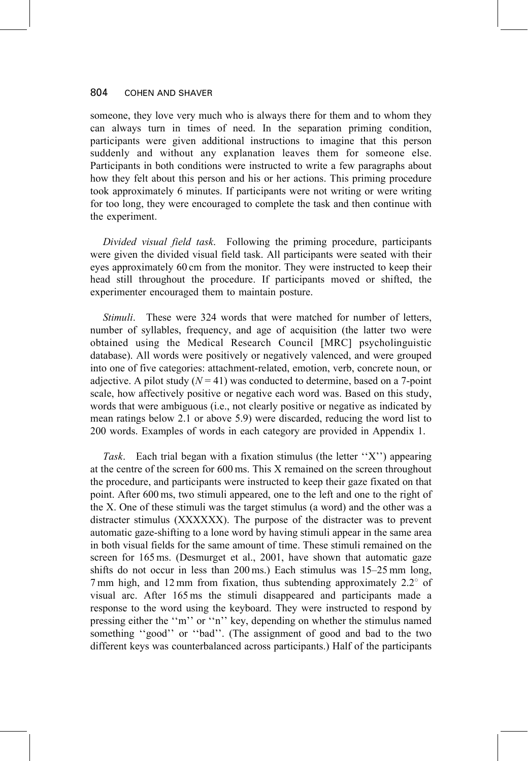someone, they love very much who is always there for them and to whom they can always turn in times of need. In the separation priming condition, participants were given additional instructions to imagine that this person suddenly and without any explanation leaves them for someone else. Participants in both conditions were instructed to write a few paragraphs about how they felt about this person and his or her actions. This priming procedure took approximately 6 minutes. If participants were not writing or were writing for too long, they were encouraged to complete the task and then continue with the experiment.

*Divided visual field task*. Following the priming procedure, participants were given the divided visual field task. All participants were seated with their eyes approximately 60 cm from the monitor. They were instructed to keep their head still throughout the procedure. If participants moved or shifted, the experimenter encouraged them to maintain posture.

*Stimuli*. These were 324 words that were matched for number of letters, number of syllables, frequency, and age of acquisition (the latter two were obtained using the Medical Research Council [MRC] psycholinguistic database). All words were positively or negatively valenced, and were grouped into one of five categories: attachment-related, emotion, verb, concrete noun, or adjective. A pilot study ($N = 41$) was conducted to determine, based on a 7-point scale, how affectively positive or negative each word was. Based on this study, words that were ambiguous (i.e., not clearly positive or negative as indicated by mean ratings below 2.1 or above 5.9) were discarded, reducing the word list to 200 words. Examples of words in each category are provided in Appendix 1.

*Task*. Each trial began with a fixation stimulus (the letter ''X'') appearing at the centre of the screen for 600 ms. This X remained on the screen throughout the procedure, and participants were instructed to keep their gaze fixated on that point. After 600 ms, two stimuli appeared, one to the left and one to the right of the X. One of these stimuli was the target stimulus (a word) and the other was a distracter stimulus (XXXXXX). The purpose of the distracter was to prevent automatic gaze-shifting to a lone word by having stimuli appear in the same area in both visual fields for the same amount of time. These stimuli remained on the screen for 165 ms. (Desmurget et al., 2001, have shown that automatic gaze shifts do not occur in less than 200 ms.) Each stimulus was 15–25 mm long, 7 mm high, and 12 mm from fixation, thus subtending approximately 2.2° of visual arc. After 165 ms the stimuli disappeared and participants made a response to the word using the keyboard. They were instructed to respond by pressing either the ''m'' or ''n'' key, depending on whether the stimulus named something ''good'' or ''bad''. (The assignment of good and bad to the two different keys was counterbalanced across participants.) Half of the participants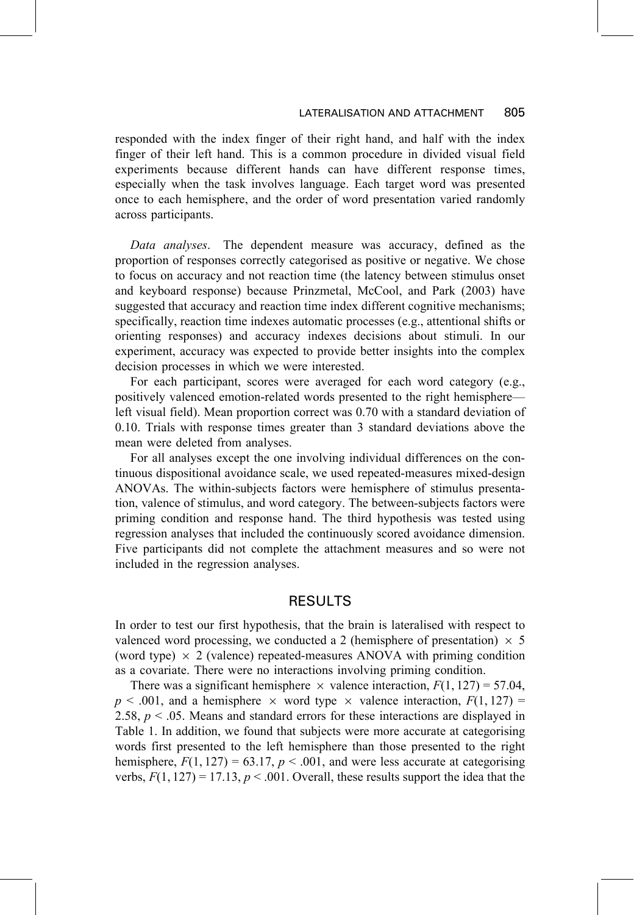responded with the index finger of their right hand, and half with the index finger of their left hand. This is a common procedure in divided visual field experiments because different hands can have different response times, especially when the task involves language. Each target word was presented once to each hemisphere, and the order of word presentation varied randomly across participants.

*Data analyses*. The dependent measure was accuracy, defined as the proportion of responses correctly categorised as positive or negative. We chose to focus on accuracy and not reaction time (the latency between stimulus onset and keyboard response) because Prinzmetal, McCool, and Park (2003) have suggested that accuracy and reaction time index different cognitive mechanisms; specifically, reaction time indexes automatic processes (e.g., attentional shifts or orienting responses) and accuracy indexes decisions about stimuli. In our experiment, accuracy was expected to provide better insights into the complex decision processes in which we were interested.

For each participant, scores were averaged for each word category (e.g., positively valenced emotion-related words presented to the right hemisphere—left visual field). Mean proportion correct was 0.70 with a standard deviation of 0.10. Trials with response times greater than 3 standard deviations above the mean were deleted from analyses.

For all analyses except the one involving individual differences on the continuous dispositional avoidance scale, we used repeated-measures mixed-design ANOVAs. The within-subjects factors were hemisphere of stimulus presentation, valence of stimulus, and word category. The between-subjects factors were priming condition and response hand. The third hypothesis was tested using regression analyses that included the continuously scored avoidance dimension. Five participants did not complete the attachment measures and so were not included in the regression analyses.

## RESULTS

In order to test our first hypothesis, that the brain is lateralised with respect to valenced word processing, we conducted a 2 (hemisphere of presentation) $\times$ 5 (word type) $\times$ 2 (valence) repeated-measures ANOVA with priming condition as a covariate. There were no interactions involving priming condition.

There was a significant hemisphere $\times$ valence interaction, $F(1, 127) = 57.04$, $p < .001$, and a hemisphere $\times$ word type $\times$ valence interaction, $F(1, 127) = 2.58$, $p < .05$. Means and standard errors for these interactions are displayed in Table 1. In addition, we found that subjects were more accurate at categorising words first presented to the left hemisphere than those presented to the right hemisphere, $F(1, 127) = 63.17$, $p < .001$, and were less accurate at categorising verbs, $F(1, 127) = 17.13$, $p < .001$. Overall, these results support the idea that the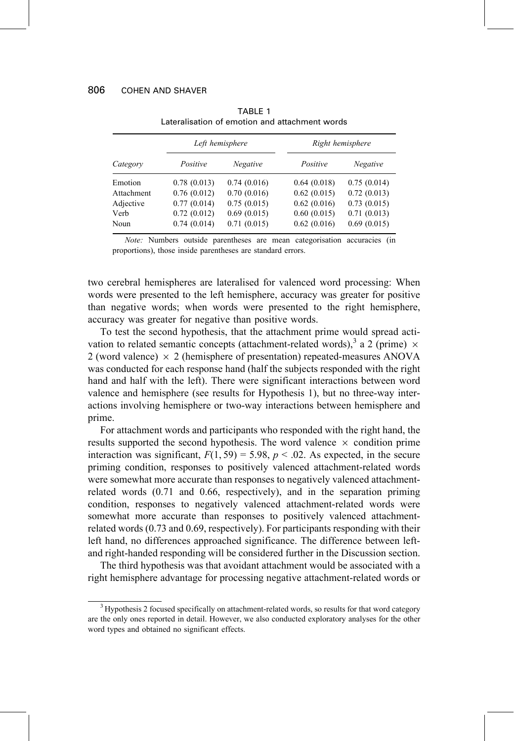TABLE 1
Lateralisation of emotion and attachment words

| | *Left hemisphere* | | *Right hemisphere* | |
|---|---|---|---|---|
| *Category* | *Positive* | *Negative* | *Positive* | *Negative* |
| Emotion | 0.78 (0.013) | 0.74 (0.016) | 0.64 (0.018) | 0.75 (0.014) |
| Attachment | 0.76 (0.012) | 0.70 (0.016) | 0.62 (0.015) | 0.72 (0.013) |
| Adjective | 0.77 (0.014) | 0.75 (0.015) | 0.62 (0.016) | 0.73 (0.015) |
| Verb | 0.72 (0.012) | 0.69 (0.015) | 0.60 (0.015) | 0.71 (0.013) |
| Noun | 0.74 (0.014) | 0.71 (0.015) | 0.62 (0.016) | 0.69 (0.015) |

*Note:* Numbers outside parentheses are mean categorisation accuracies (in proportions), those inside parentheses are standard errors.

two cerebral hemispheres are lateralised for valenced word processing: When words were presented to the left hemisphere, accuracy was greater for positive than negative words; when words were presented to the right hemisphere, accuracy was greater for negative than positive words.

To test the second hypothesis, that the attachment prime would spread activation to related semantic concepts (attachment-related words),[3] a 2 (prime) $\times$ 2 (word valence) $\times$ 2 (hemisphere of presentation) repeated-measures ANOVA was conducted for each response hand (half the subjects responded with the right hand and half with the left). There were significant interactions between word valence and hemisphere (see results for Hypothesis 1), but no three-way interactions involving hemisphere or two-way interactions between hemisphere and prime.

For attachment words and participants who responded with the right hand, the results supported the second hypothesis. The word valence $\times$ condition prime interaction was significant, $F(1, 59) = 5.98$, $p < .02$. As expected, in the secure priming condition, responses to positively valenced attachment-related words were somewhat more accurate than responses to negatively valenced attachment-related words (0.71 and 0.66, respectively), and in the separation priming condition, responses to negatively valenced attachment-related words were somewhat more accurate than responses to positively valenced attachment-related words (0.73 and 0.69, respectively). For participants responding with their left hand, no differences approached significance. The difference between left- and right-handed responding will be considered further in the Discussion section.

The third hypothesis was that avoidant attachment would be associated with a right hemisphere advantage for processing negative attachment-related words or

[3] Hypothesis 2 focused specifically on attachment-related words, so results for that word category are the only ones reported in detail. However, we also conducted exploratory analyses for the other word types and obtained no significant effects.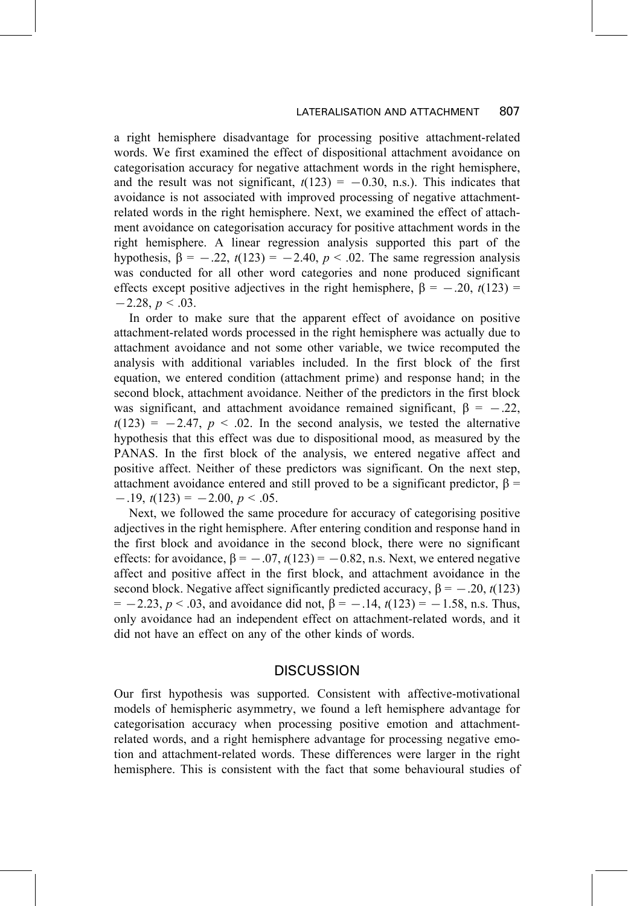a right hemisphere disadvantage for processing positive attachment-related words. We first examined the effect of dispositional attachment avoidance on categorisation accuracy for negative attachment words in the right hemisphere, and the result was not significant, $t(123) = -0.30$, n.s.). This indicates that avoidance is not associated with improved processing of negative attachment-related words in the right hemisphere. Next, we examined the effect of attachment avoidance on categorisation accuracy for positive attachment words in the right hemisphere. A linear regression analysis supported this part of the hypothesis, $\beta = -.22$, $t(123) = -2.40$, $p < .02$. The same regression analysis was conducted for all other word categories and none produced significant effects except positive adjectives in the right hemisphere, $\beta = -.20$, $t(123) = -2.28$, $p < .03$.

In order to make sure that the apparent effect of avoidance on positive attachment-related words processed in the right hemisphere was actually due to attachment avoidance and not some other variable, we twice recomputed the analysis with additional variables included. In the first block of the first equation, we entered condition (attachment prime) and response hand; in the second block, attachment avoidance. Neither of the predictors in the first block was significant, and attachment avoidance remained significant, $\beta = -.22$, $t(123) = -2.47$, $p < .02$. In the second analysis, we tested the alternative hypothesis that this effect was due to dispositional mood, as measured by the PANAS. In the first block of the analysis, we entered negative affect and positive affect. Neither of these predictors was significant. On the next step, attachment avoidance entered and still proved to be a significant predictor, $\beta = -.19$, $t(123) = -2.00$, $p < .05$.

Next, we followed the same procedure for accuracy of categorising positive adjectives in the right hemisphere. After entering condition and response hand in the first block and avoidance in the second block, there were no significant effects: for avoidance, $\beta = -.07$, $t(123) = -0.82$, n.s. Next, we entered negative affect and positive affect in the first block, and attachment avoidance in the second block. Negative affect significantly predicted accuracy, $\beta = -.20$, $t(123) = -2.23$, $p < .03$, and avoidance did not, $\beta = -.14$, $t(123) = -1.58$, n.s. Thus, only avoidance had an independent effect on attachment-related words, and it did not have an effect on any of the other kinds of words.

## DISCUSSION

Our first hypothesis was supported. Consistent with affective-motivational models of hemispheric asymmetry, we found a left hemisphere advantage for categorisation accuracy when processing positive emotion and attachment-related words, and a right hemisphere advantage for processing negative emotion and attachment-related words. These differences were larger in the right hemisphere. This is consistent with the fact that some behavioural studies of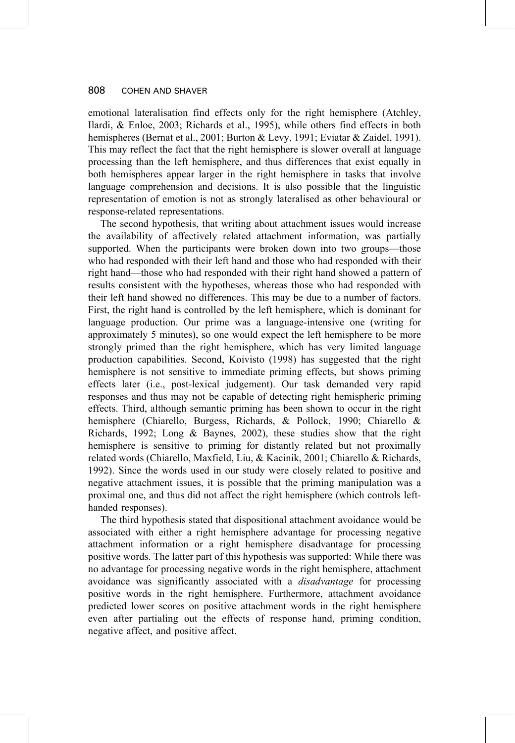emotional lateralisation find effects only for the right hemisphere (Atchley, Ilardi, & Enloe, 2003; Richards et al., 1995), while others find effects in both hemispheres (Bernat et al., 2001; Burton & Levy, 1991; Eviatar & Zaidel, 1991). This may reflect the fact that the right hemisphere is slower overall at language processing than the left hemisphere, and thus differences that exist equally in both hemispheres appear larger in the right hemisphere in tasks that involve language comprehension and decisions. It is also possible that the linguistic representation of emotion is not as strongly lateralised as other behavioural or response-related representations.

The second hypothesis, that writing about attachment issues would increase the availability of affectively related attachment information, was partially supported. When the participants were broken down into two groups—those who had responded with their left hand and those who had responded with their right hand—those who had responded with their right hand showed a pattern of results consistent with the hypotheses, whereas those who had responded with their left hand showed no differences. This may be due to a number of factors. First, the right hand is controlled by the left hemisphere, which is dominant for language production. Our prime was a language-intensive one (writing for approximately 5 minutes), so one would expect the left hemisphere to be more strongly primed than the right hemisphere, which has very limited language production capabilities. Second, Koivisto (1998) has suggested that the right hemisphere is not sensitive to immediate priming effects, but shows priming effects later (i.e., post-lexical judgement). Our task demanded very rapid responses and thus may not be capable of detecting right hemispheric priming effects. Third, although semantic priming has been shown to occur in the right hemisphere (Chiarello, Burgess, Richards, & Pollock, 1990; Chiarello & Richards, 1992; Long & Baynes, 2002), these studies show that the right hemisphere is sensitive to priming for distantly related but not proximally related words (Chiarello, Maxfield, Liu, & Kacinik, 2001; Chiarello & Richards, 1992). Since the words used in our study were closely related to positive and negative attachment issues, it is possible that the priming manipulation was a proximal one, and thus did not affect the right hemisphere (which controls left-handed responses).

The third hypothesis stated that dispositional attachment avoidance would be associated with either a right hemisphere advantage for processing negative attachment information or a right hemisphere disadvantage for processing positive words. The latter part of this hypothesis was supported: While there was no advantage for processing negative words in the right hemisphere, attachment avoidance was significantly associated with a *disadvantage* for processing positive words in the right hemisphere. Furthermore, attachment avoidance predicted lower scores on positive attachment words in the right hemisphere even after partialing out the effects of response hand, priming condition, negative affect, and positive affect.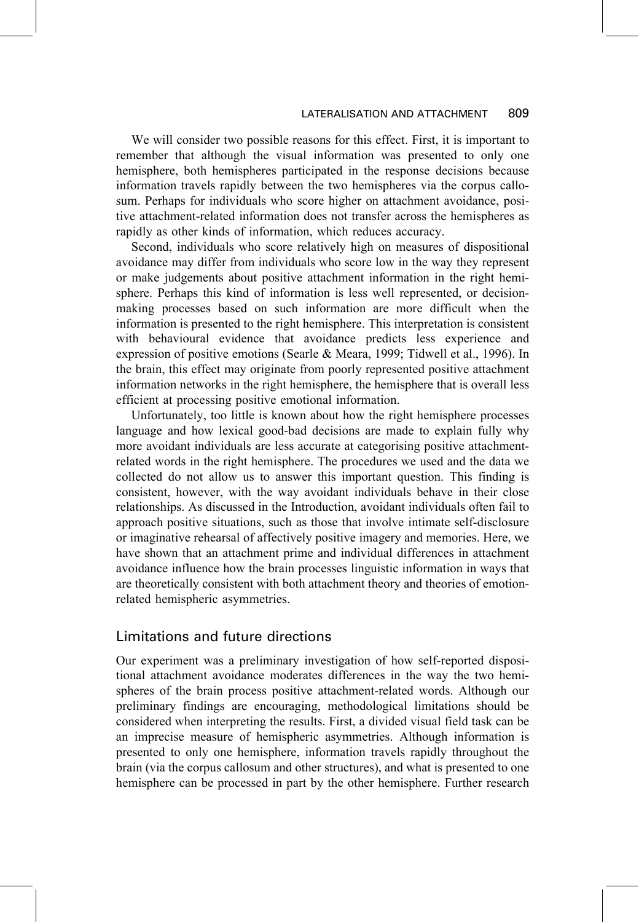We will consider two possible reasons for this effect. First, it is important to remember that although the visual information was presented to only one hemisphere, both hemispheres participated in the response decisions because information travels rapidly between the two hemispheres via the corpus callosum. Perhaps for individuals who score higher on attachment avoidance, positive attachment-related information does not transfer across the hemispheres as rapidly as other kinds of information, which reduces accuracy.

Second, individuals who score relatively high on measures of dispositional avoidance may differ from individuals who score low in the way they represent or make judgements about positive attachment information in the right hemisphere. Perhaps this kind of information is less well represented, or decision-making processes based on such information are more difficult when the information is presented to the right hemisphere. This interpretation is consistent with behavioural evidence that avoidance predicts less experience and expression of positive emotions (Searle & Meara, 1999; Tidwell et al., 1996). In the brain, this effect may originate from poorly represented positive attachment information networks in the right hemisphere, the hemisphere that is overall less efficient at processing positive emotional information.

Unfortunately, too little is known about how the right hemisphere processes language and how lexical good-bad decisions are made to explain fully why more avoidant individuals are less accurate at categorising positive attachment-related words in the right hemisphere. The procedures we used and the data we collected do not allow us to answer this important question. This finding is consistent, however, with the way avoidant individuals behave in their close relationships. As discussed in the Introduction, avoidant individuals often fail to approach positive situations, such as those that involve intimate self-disclosure or imaginative rehearsal of affectively positive imagery and memories. Here, we have shown that an attachment prime and individual differences in attachment avoidance influence how the brain processes linguistic information in ways that are theoretically consistent with both attachment theory and theories of emotion-related hemispheric asymmetries.

## Limitations and future directions

Our experiment was a preliminary investigation of how self-reported dispositional attachment avoidance moderates differences in the way the two hemispheres of the brain process positive attachment-related words. Although our preliminary findings are encouraging, methodological limitations should be considered when interpreting the results. First, a divided visual field task can be an imprecise measure of hemispheric asymmetries. Although information is presented to only one hemisphere, information travels rapidly throughout the brain (via the corpus callosum and other structures), and what is presented to one hemisphere can be processed in part by the other hemisphere. Further research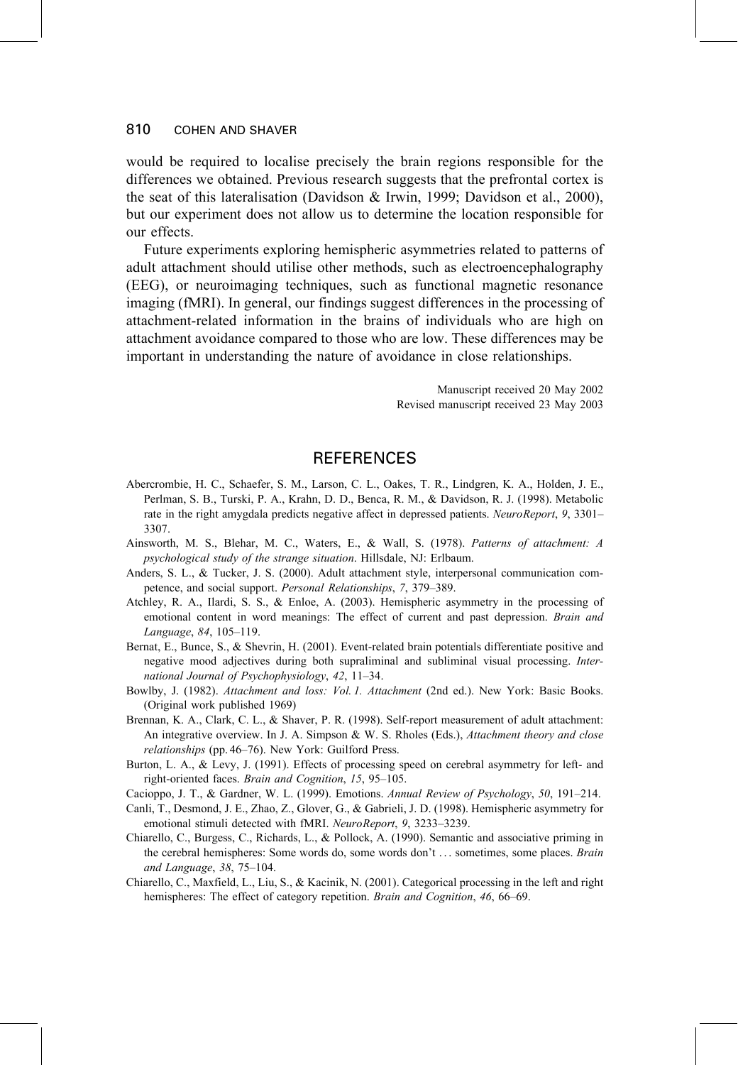would be required to localise precisely the brain regions responsible for the differences we obtained. Previous research suggests that the prefrontal cortex is the seat of this lateralisation (Davidson & Irwin, 1999; Davidson et al., 2000), but our experiment does not allow us to determine the location responsible for our effects.

Future experiments exploring hemispheric asymmetries related to patterns of adult attachment should utilise other methods, such as electroencephalography (EEG), or neuroimaging techniques, such as functional magnetic resonance imaging (fMRI). In general, our findings suggest differences in the processing of attachment-related information in the brains of individuals who are high on attachment avoidance compared to those who are low. These differences may be important in understanding the nature of avoidance in close relationships.

Manuscript received 20 May 2002
Revised manuscript received 23 May 2003

## REFERENCES

Abercrombie, H. C., Schaefer, S. M., Larson, C. L., Oakes, T. R., Lindgren, K. A., Holden, J. E., Perlman, S. B., Turski, P. A., Krahn, D. D., Benca, R. M., & Davidson, R. J. (1998). Metabolic rate in the right amygdala predicts negative affect in depressed patients. *NeuroReport*, *9*, 3301–3307.

Ainsworth, M. S., Blehar, M. C., Waters, E., & Wall, S. (1978). *Patterns of attachment: A psychological study of the strange situation*. Hillsdale, NJ: Erlbaum.

Anders, S. L., & Tucker, J. S. (2000). Adult attachment style, interpersonal communication competence, and social support. *Personal Relationships*, *7*, 379–389.

Atchley, R. A., Ilardi, S. S., & Enloe, A. (2003). Hemispheric asymmetry in the processing of emotional content in word meanings: The effect of current and past depression. *Brain and Language*, *84*, 105–119.

Bernat, E., Bunce, S., & Shevrin, H. (2001). Event-related brain potentials differentiate positive and negative mood adjectives during both supraliminal and subliminal visual processing. *International Journal of Psychophysiology*, *42*, 11–34.

Bowlby, J. (1982). *Attachment and loss: Vol. 1. Attachment* (2nd ed.). New York: Basic Books. (Original work published 1969)

Brennan, K. A., Clark, C. L., & Shaver, P. R. (1998). Self-report measurement of adult attachment: An integrative overview. In J. A. Simpson & W. S. Rholes (Eds.), *Attachment theory and close relationships* (pp. 46–76). New York: Guilford Press.

Burton, L. A., & Levy, J. (1991). Effects of processing speed on cerebral asymmetry for left- and right-oriented faces. *Brain and Cognition*, *15*, 95–105.

Cacioppo, J. T., & Gardner, W. L. (1999). Emotions. *Annual Review of Psychology*, *50*, 191–214.

Canli, T., Desmond, J. E., Zhao, Z., Glover, G., & Gabrieli, J. D. (1998). Hemispheric asymmetry for emotional stimuli detected with fMRI. *NeuroReport*, *9*, 3233–3239.

Chiarello, C., Burgess, C., Richards, L., & Pollock, A. (1990). Semantic and associative priming in the cerebral hemispheres: Some words do, some words don't … sometimes, some places. *Brain and Language*, *38*, 75–104.

Chiarello, C., Maxfield, L., Liu, S., & Kacinik, N. (2001). Categorical processing in the left and right hemispheres: The effect of category repetition. *Brain and Cognition*, *46*, 66–69.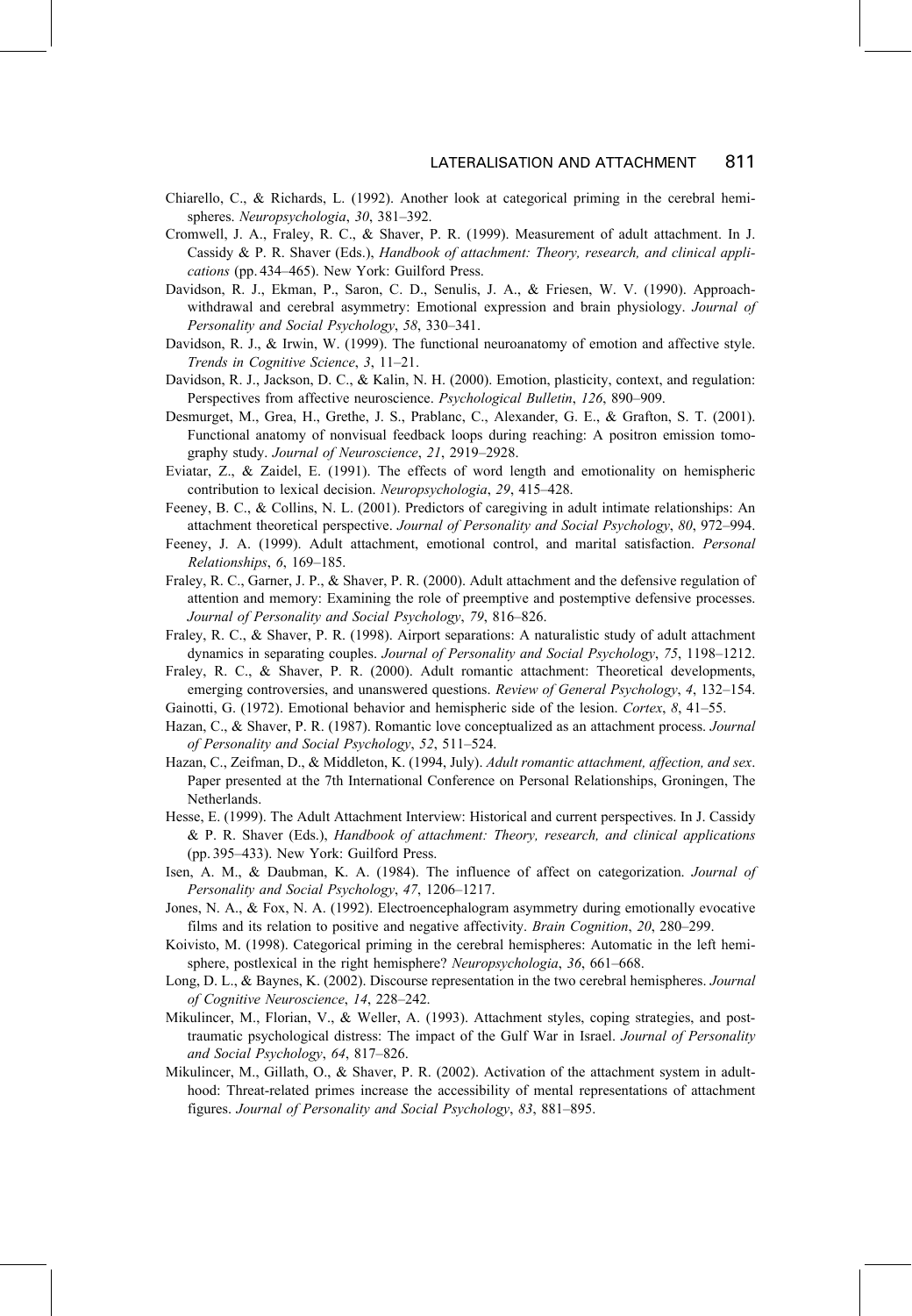Chiarello, C., & Richards, L. (1992). Another look at categorical priming in the cerebral hemispheres. *Neuropsychologia*, *30*, 381–392.

Cromwell, J. A., Fraley, R. C., & Shaver, P. R. (1999). Measurement of adult attachment. In J. Cassidy & P. R. Shaver (Eds.), *Handbook of attachment: Theory, research, and clinical applications* (pp. 434–465). New York: Guilford Press.

Davidson, R. J., Ekman, P., Saron, C. D., Senulis, J. A., & Friesen, W. V. (1990). Approach-withdrawal and cerebral asymmetry: Emotional expression and brain physiology. *Journal of Personality and Social Psychology*, *58*, 330–341.

Davidson, R. J., & Irwin, W. (1999). The functional neuroanatomy of emotion and affective style. *Trends in Cognitive Science*, *3*, 11–21.

Davidson, R. J., Jackson, D. C., & Kalin, N. H. (2000). Emotion, plasticity, context, and regulation: Perspectives from affective neuroscience. *Psychological Bulletin*, *126*, 890–909.

Desmurget, M., Grea, H., Grethe, J. S., Prablanc, C., Alexander, G. E., & Grafton, S. T. (2001). Functional anatomy of nonvisual feedback loops during reaching: A positron emission tomography study. *Journal of Neuroscience*, *21*, 2919–2928.

Eviatar, Z., & Zaidel, E. (1991). The effects of word length and emotionality on hemispheric contribution to lexical decision. *Neuropsychologia*, *29*, 415–428.

Feeney, B. C., & Collins, N. L. (2001). Predictors of caregiving in adult intimate relationships: An attachment theoretical perspective. *Journal of Personality and Social Psychology*, *80*, 972–994.

Feeney, J. A. (1999). Adult attachment, emotional control, and marital satisfaction. *Personal Relationships*, *6*, 169–185.

Fraley, R. C., Garner, J. P., & Shaver, P. R. (2000). Adult attachment and the defensive regulation of attention and memory: Examining the role of preemptive and postemptive defensive processes. *Journal of Personality and Social Psychology*, *79*, 816–826.

Fraley, R. C., & Shaver, P. R. (1998). Airport separations: A naturalistic study of adult attachment dynamics in separating couples. *Journal of Personality and Social Psychology*, *75*, 1198–1212.

Fraley, R. C., & Shaver, P. R. (2000). Adult romantic attachment: Theoretical developments, emerging controversies, and unanswered questions. *Review of General Psychology*, *4*, 132–154.

Gainotti, G. (1972). Emotional behavior and hemispheric side of the lesion. *Cortex*, *8*, 41–55.

Hazan, C., & Shaver, P. R. (1987). Romantic love conceptualized as an attachment process. *Journal of Personality and Social Psychology*, *52*, 511–524.

Hazan, C., Zeifman, D., & Middleton, K. (1994, July). *Adult romantic attachment, affection, and sex*. Paper presented at the 7th International Conference on Personal Relationships, Groningen, The Netherlands.

Hesse, E. (1999). The Adult Attachment Interview: Historical and current perspectives. In J. Cassidy & P. R. Shaver (Eds.), *Handbook of attachment: Theory, research, and clinical applications* (pp. 395–433). New York: Guilford Press.

Isen, A. M., & Daubman, K. A. (1984). The influence of affect on categorization. *Journal of Personality and Social Psychology*, *47*, 1206–1217.

Jones, N. A., & Fox, N. A. (1992). Electroencephalogram asymmetry during emotionally evocative films and its relation to positive and negative affectivity. *Brain Cognition*, *20*, 280–299.

Koivisto, M. (1998). Categorical priming in the cerebral hemispheres: Automatic in the left hemisphere, postlexical in the right hemisphere? *Neuropsychologia*, *36*, 661–668.

Long, D. L., & Baynes, K. (2002). Discourse representation in the two cerebral hemispheres. *Journal of Cognitive Neuroscience*, *14*, 228–242.

Mikulincer, M., Florian, V., & Weller, A. (1993). Attachment styles, coping strategies, and posttraumatic psychological distress: The impact of the Gulf War in Israel. *Journal of Personality and Social Psychology*, *64*, 817–826.

Mikulincer, M., Gillath, O., & Shaver, P. R. (2002). Activation of the attachment system in adulthood: Threat-related primes increase the accessibility of mental representations of attachment figures. *Journal of Personality and Social Psychology*, *83*, 881–895.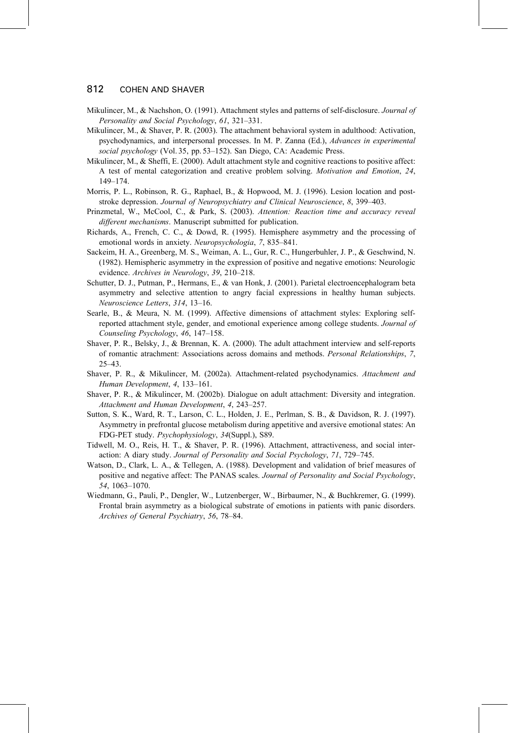Mikulincer, M., & Nachshon, O. (1991). Attachment styles and patterns of self-disclosure. *Journal of Personality and Social Psychology*, *61*, 321–331.

Mikulincer, M., & Shaver, P. R. (2003). The attachment behavioral system in adulthood: Activation, psychodynamics, and interpersonal processes. In M. P. Zanna (Ed.), *Advances in experimental social psychology* (Vol. 35, pp. 53–152). San Diego, CA: Academic Press.

Mikulincer, M., & Sheffi, E. (2000). Adult attachment style and cognitive reactions to positive affect: A test of mental categorization and creative problem solving. *Motivation and Emotion*, *24*, 149–174.

Morris, P. L., Robinson, R. G., Raphael, B., & Hopwood, M. J. (1996). Lesion location and post-stroke depression. *Journal of Neuropsychiatry and Clinical Neuroscience*, *8*, 399–403.

Prinzmetal, W., McCool, C., & Park, S. (2003). *Attention: Reaction time and accuracy reveal different mechanisms*. Manuscript submitted for publication.

Richards, A., French, C. C., & Dowd, R. (1995). Hemisphere asymmetry and the processing of emotional words in anxiety. *Neuropsychologia*, *7*, 835–841.

Sackeim, H. A., Greenberg, M. S., Weiman, A. L., Gur, R. C., Hungerbuhler, J. P., & Geschwind, N. (1982). Hemispheric asymmetry in the expression of positive and negative emotions: Neurologic evidence. *Archives in Neurology*, *39*, 210–218.

Schutter, D. J., Putman, P., Hermans, E., & van Honk, J. (2001). Parietal electroencephalogram beta asymmetry and selective attention to angry facial expressions in healthy human subjects. *Neuroscience Letters*, *314*, 13–16.

Searle, B., & Meura, N. M. (1999). Affective dimensions of attachment styles: Exploring self-reported attachment style, gender, and emotional experience among college students. *Journal of Counseling Psychology*, *46*, 147–158.

Shaver, P. R., Belsky, J., & Brennan, K. A. (2000). The adult attachment interview and self-reports of romantic atrachment: Associations across domains and methods. *Personal Relationships*, *7*, 25–43.

Shaver, P. R., & Mikulincer, M. (2002a). Attachment-related psychodynamics. *Attachment and Human Development*, *4*, 133–161.

Shaver, P. R., & Mikulincer, M. (2002b). Dialogue on adult attachment: Diversity and integration. *Attachment and Human Development*, *4*, 243–257.

Sutton, S. K., Ward, R. T., Larson, C. L., Holden, J. E., Perlman, S. B., & Davidson, R. J. (1997). Asymmetry in prefrontal glucose metabolism during appetitive and aversive emotional states: An FDG-PET study. *Psychophysiology*, *34*(Suppl.), S89.

Tidwell, M. O., Reis, H. T., & Shaver, P. R. (1996). Attachment, attractiveness, and social interaction: A diary study. *Journal of Personality and Social Psychology*, *71*, 729–745.

Watson, D., Clark, L. A., & Tellegen, A. (1988). Development and validation of brief measures of positive and negative affect: The PANAS scales. *Journal of Personality and Social Psychology*, *54*, 1063–1070.

Wiedmann, G., Pauli, P., Dengler, W., Lutzenberger, W., Birbaumer, N., & Buchkremer, G. (1999). Frontal brain asymmetry as a biological substrate of emotions in patients with panic disorders. *Archives of General Psychiatry*, *56*, 78–84.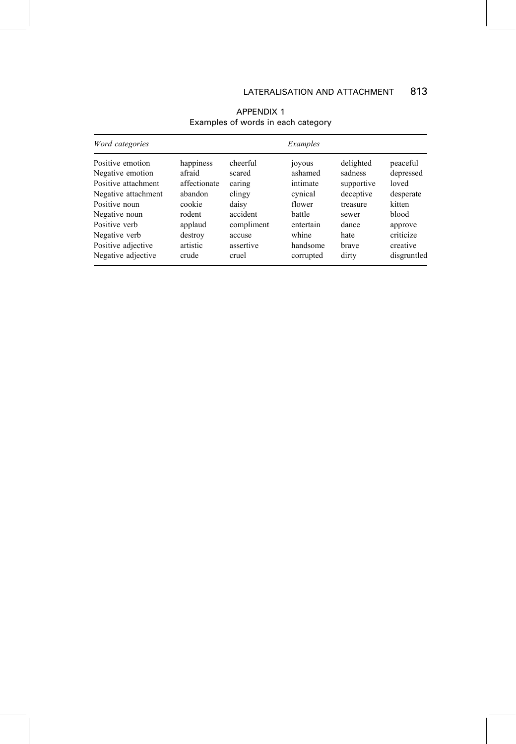## APPENDIX 1

Examples of words in each category

| *Word categories* | *Examples* | | | | |
|---|---|---|---|---|---|
| Positive emotion | happiness | cheerful | joyous | delighted | peaceful |
| Negative emotion | afraid | scared | ashamed | sadness | depressed |
| Positive attachment | affectionate | caring | intimate | supportive | loved |
| Negative attachment | abandon | clingy | cynical | deceptive | desperate |
| Positive noun | cookie | daisy | flower | treasure | kitten |
| Negative noun | rodent | accident | battle | sewer | blood |
| Positive verb | applaud | compliment | entertain | dance | approve |
| Negative verb | destroy | accuse | whine | hate | criticize |
| Positive adjective | artistic | assertive | handsome | brave | creative |
| Negative adjective | crude | cruel | corrupted | dirty | disgruntled |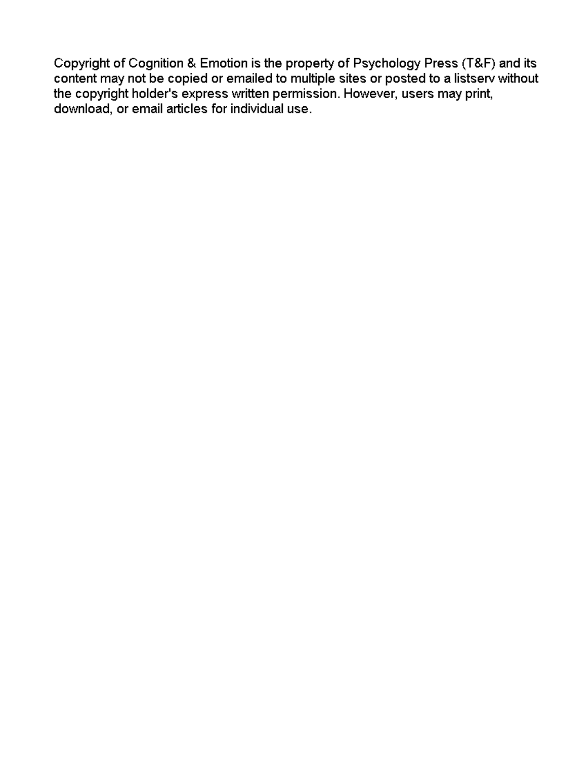Copyright of Cognition & Emotion is the property of Psychology Press (T&F) and its content may not be copied or emailed to multiple sites or posted to a listserv without the copyright holder's express written permission. However, users may print, download, or email articles for individual use.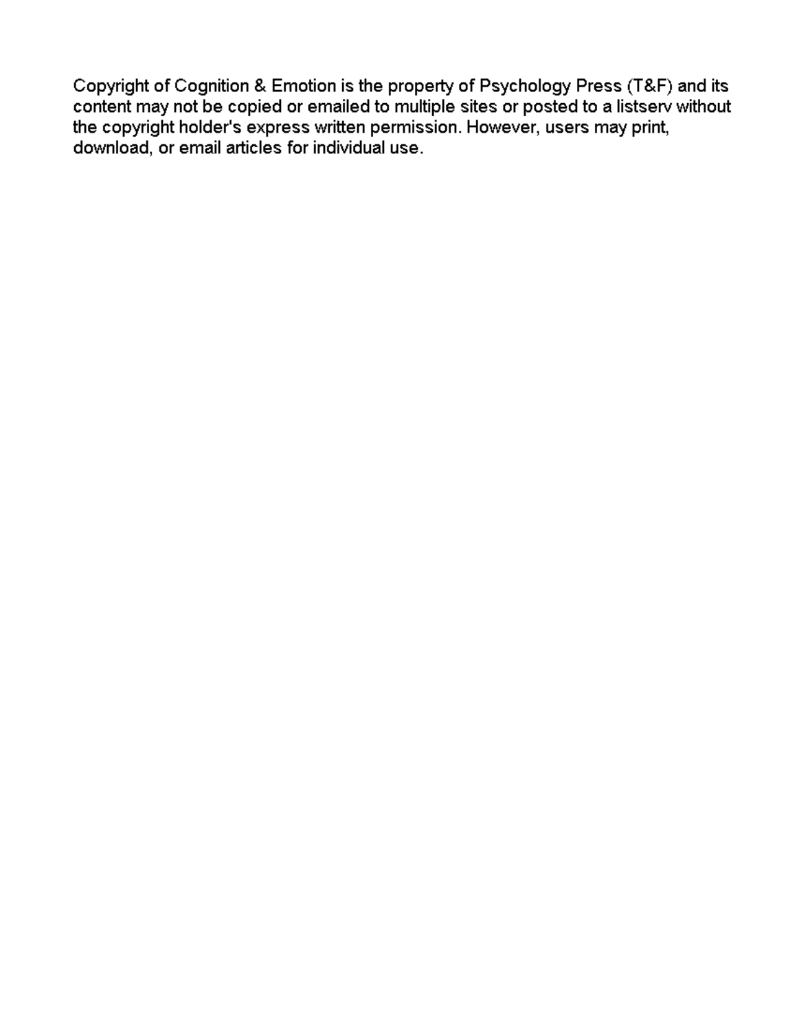Copyright of Cognition & Emotion is the property of Psychology Press (T&F) and its content may not be copied or emailed to multiple sites or posted to a listserv without the copyright holder's express written permission. However, users may print, download, or email articles for individual use.